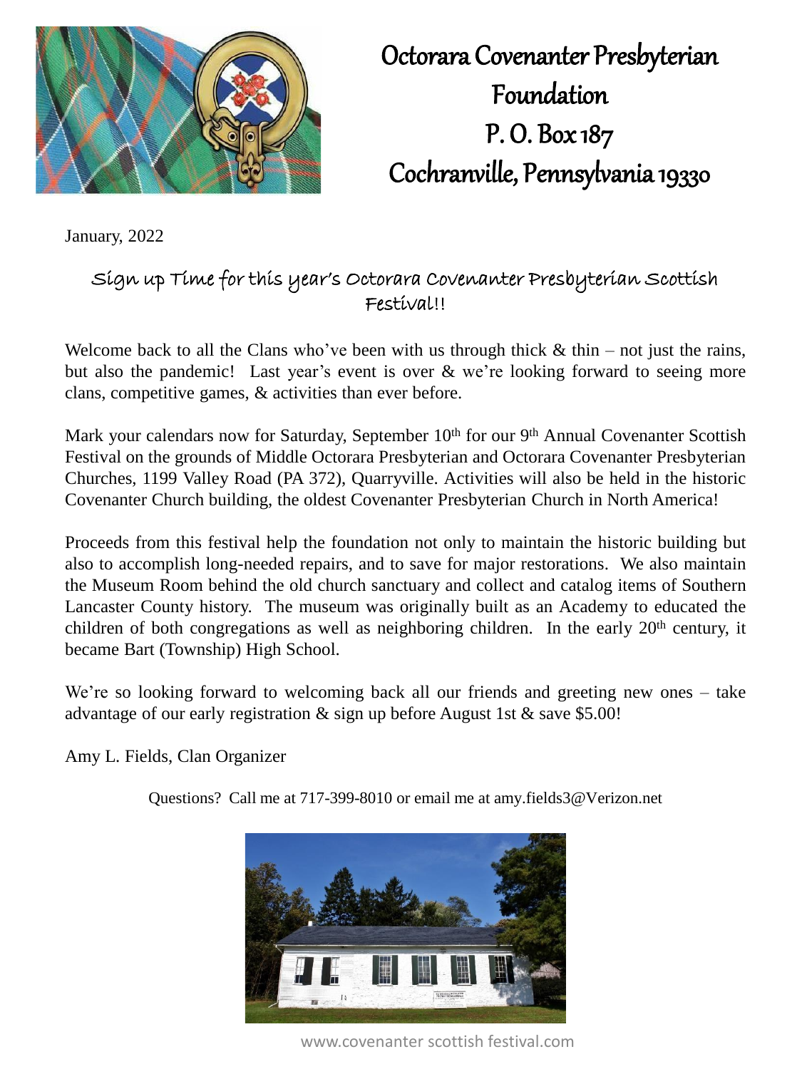# Octorara Covenanter Presbyterian Foundation
# P. O. Box 187
# Cochranville, Pennsylvania 19330

January, 2022

## Sign up Time for this year's Octorara Covenanter Presbyterian Scottish Festival!!

Welcome back to all the Clans who've been with us through thick & thin – not just the rains, but also the pandemic! Last year's event is over & we're looking forward to seeing more clans, competitive games, & activities than ever before.

Mark your calendars now for Saturday, September 10th for our 9th Annual Covenanter Scottish Festival on the grounds of Middle Octorara Presbyterian and Octorara Covenanter Presbyterian Churches, 1199 Valley Road (PA 372), Quarryville. Activities will also be held in the historic Covenanter Church building, the oldest Covenanter Presbyterian Church in North America!

Proceeds from this festival help the foundation not only to maintain the historic building but also to accomplish long-needed repairs, and to save for major restorations. We also maintain the Museum Room behind the old church sanctuary and collect and catalog items of Southern Lancaster County history. The museum was originally built as an Academy to educated the children of both congregations as well as neighboring children. In the early 20th century, it became Bart (Township) High School.

We're so looking forward to welcoming back all our friends and greeting new ones – take advantage of our early registration & sign up before August 1st & save $5.00!

Amy L. Fields, Clan Organizer

Questions? Call me at 717-399-8010 or email me at amy.fields3@Verizon.net

www.covenanter scottish festival.com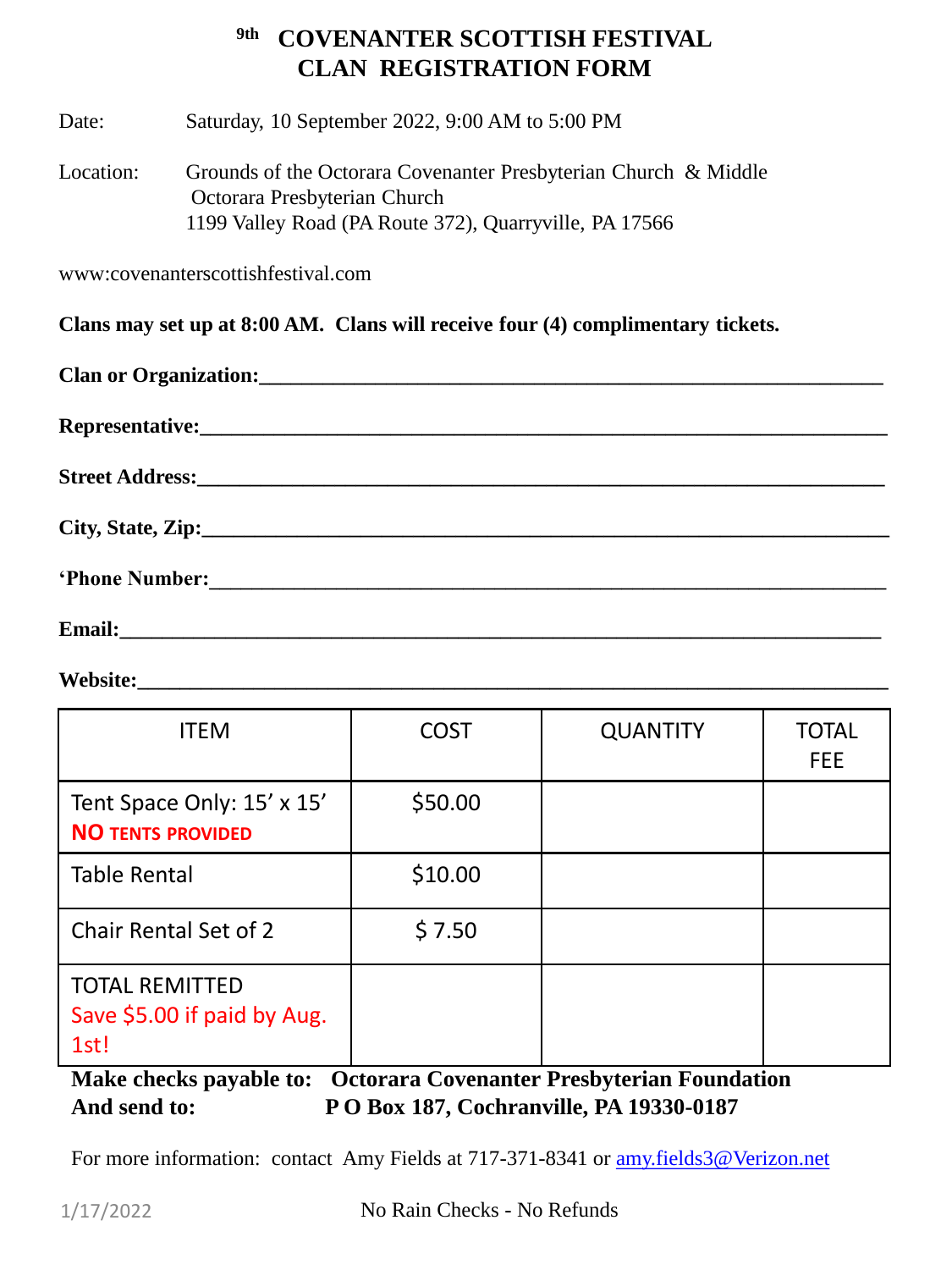# 9th COVENANTER SCOTTISH FESTIVAL
# CLAN REGISTRATION FORM

Date: Saturday, 10 September 2022, 9:00 AM to 5:00 PM

Location: Grounds of the Octorara Covenanter Presbyterian Church & Middle Octorara Presbyterian Church
1199 Valley Road (PA Route 372), Quarryville, PA 17566

www:covenanterscottishfestival.com

**Clans may set up at 8:00 AM. Clans will receive four (4) complimentary tickets.**

**Clan or Organization:**______________________________________________

**Representative:**______________________________________________

**Street Address:**______________________________________________

**City, State, Zip:**______________________________________________

**'Phone Number:**______________________________________________

**Email:**______________________________________________

**Website:**______________________________________________

| ITEM | COST | QUANTITY | TOTAL FEE |
|---|---|---|---|
| Tent Space Only: 15' x 15' **NO TENTS PROVIDED** | $50.00 | | |
| Table Rental | $10.00 | | |
| Chair Rental Set of 2 | $ 7.50 | | |
| TOTAL REMITTED Save $5.00 if paid by Aug. 1st! | | | |

**Make checks payable to: Octorara Covenanter Presbyterian Foundation**
**And send to: P O Box 187, Cochranville, PA 19330-0187**

For more information: contact Amy Fields at 717-371-8341 or amy.fields3@Verizon.net

1/17/2022

No Rain Checks - No Refunds